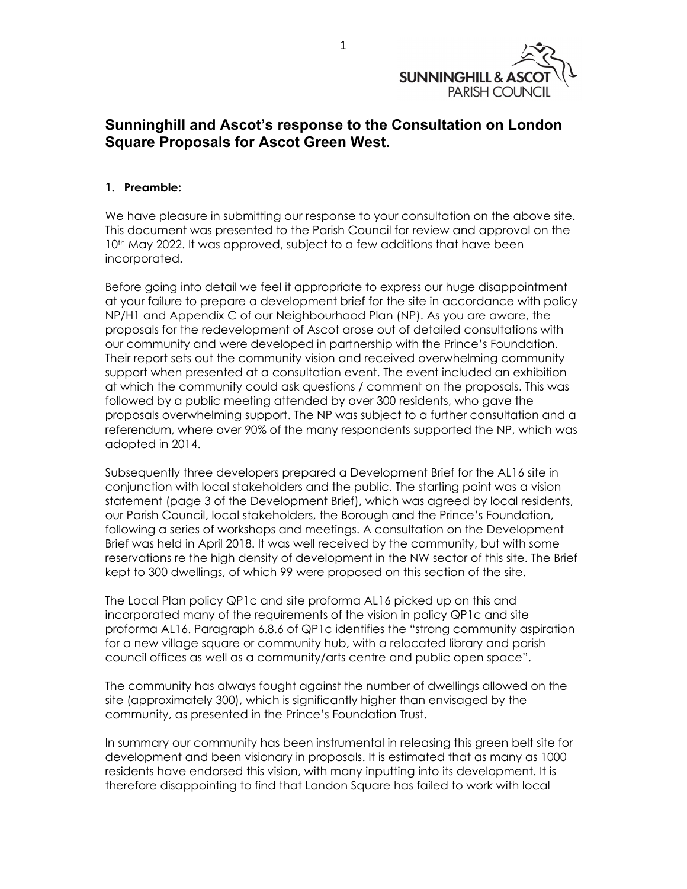# Sunninghill and Ascot's response to the Consultation on London Square Proposals for Ascot Green West.

## 1. Preamble:

We have pleasure in submitting our response to your consultation on the above site. This document was presented to the Parish Council for review and approval on the 10th May 2022. It was approved, subject to a few additions that have been incorporated.

Before going into detail we feel it appropriate to express our huge disappointment at your failure to prepare a development brief for the site in accordance with policy NP/H1 and Appendix C of our Neighbourhood Plan (NP). As you are aware, the proposals for the redevelopment of Ascot arose out of detailed consultations with our community and were developed in partnership with the Prince's Foundation. Their report sets out the community vision and received overwhelming community support when presented at a consultation event. The event included an exhibition at which the community could ask questions / comment on the proposals. This was followed by a public meeting attended by over 300 residents, who gave the proposals overwhelming support. The NP was subject to a further consultation and a referendum, where over 90% of the many respondents supported the NP, which was adopted in 2014.

Subsequently three developers prepared a Development Brief for the AL16 site in conjunction with local stakeholders and the public. The starting point was a vision statement (page 3 of the Development Brief), which was agreed by local residents, our Parish Council, local stakeholders, the Borough and the Prince's Foundation, following a series of workshops and meetings. A consultation on the Development Brief was held in April 2018. It was well received by the community, but with some reservations re the high density of development in the NW sector of this site. The Brief kept to 300 dwellings, of which 99 were proposed on this section of the site.

The Local Plan policy QP1c and site proforma AL16 picked up on this and incorporated many of the requirements of the vision in policy QP1c and site proforma AL16. Paragraph 6.8.6 of QP1c identifies the "strong community aspiration for a new village square or community hub, with a relocated library and parish council offices as well as a community/arts centre and public open space".

The community has always fought against the number of dwellings allowed on the site (approximately 300), which is significantly higher than envisaged by the community, as presented in the Prince's Foundation Trust.

In summary our community has been instrumental in releasing this green belt site for development and been visionary in proposals. It is estimated that as many as 1000 residents have endorsed this vision, with many inputting into its development. It is therefore disappointing to find that London Square has failed to work with local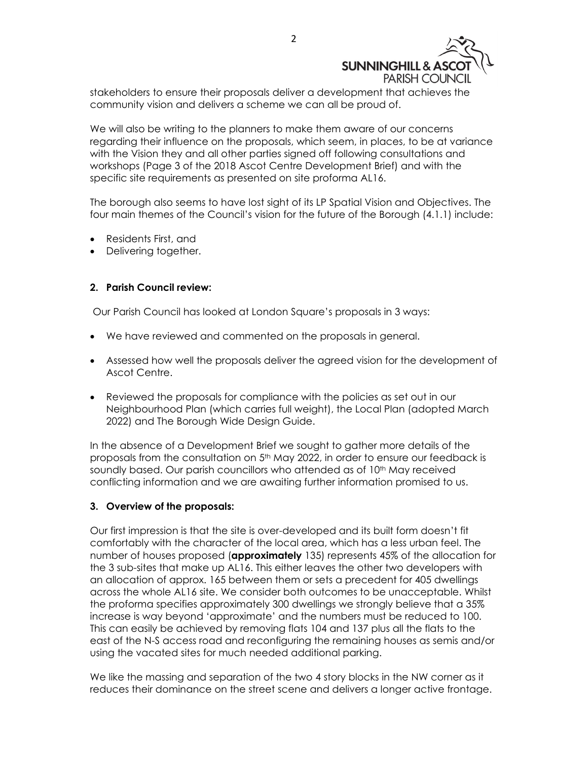stakeholders to ensure their proposals deliver a development that achieves the community vision and delivers a scheme we can all be proud of.

We will also be writing to the planners to make them aware of our concerns regarding their influence on the proposals, which seem, in places, to be at variance with the Vision they and all other parties signed off following consultations and workshops (Page 3 of the 2018 Ascot Centre Development Brief) and with the specific site requirements as presented on site proforma AL16.

The borough also seems to have lost sight of its LP Spatial Vision and Objectives. The four main themes of the Council's vision for the future of the Borough (4.1.1) include:

- Residents First, and
- Delivering together.

## 2. Parish Council review:

Our Parish Council has looked at London Square's proposals in 3 ways:

- We have reviewed and commented on the proposals in general.
- Assessed how well the proposals deliver the agreed vision for the development of Ascot Centre.
- Reviewed the proposals for compliance with the policies as set out in our Neighbourhood Plan (which carries full weight), the Local Plan (adopted March 2022) and The Borough Wide Design Guide.

In the absence of a Development Brief we sought to gather more details of the proposals from the consultation on 5th May 2022, in order to ensure our feedback is soundly based. Our parish councillors who attended as of 10th May received conflicting information and we are awaiting further information promised to us.

## 3. Overview of the proposals:

Our first impression is that the site is over-developed and its built form doesn't fit comfortably with the character of the local area, which has a less urban feel. The number of houses proposed (**approximately** 135) represents 45% of the allocation for the 3 sub-sites that make up AL16. This either leaves the other two developers with an allocation of approx. 165 between them or sets a precedent for 405 dwellings across the whole AL16 site. We consider both outcomes to be unacceptable. Whilst the proforma specifies approximately 300 dwellings we strongly believe that a 35% increase is way beyond 'approximate' and the numbers must be reduced to 100. This can easily be achieved by removing flats 104 and 137 plus all the flats to the east of the N-S access road and reconfiguring the remaining houses as semis and/or using the vacated sites for much needed additional parking.

We like the massing and separation of the two 4 story blocks in the NW corner as it reduces their dominance on the street scene and delivers a longer active frontage.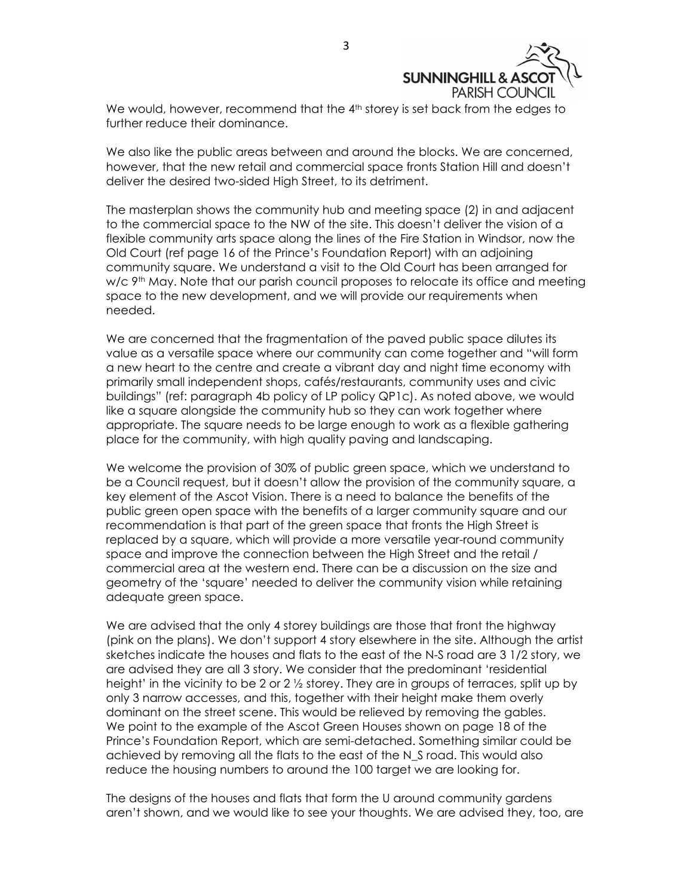We would, however, recommend that the 4th storey is set back from the edges to further reduce their dominance.

We also like the public areas between and around the blocks. We are concerned, however, that the new retail and commercial space fronts Station Hill and doesn't deliver the desired two-sided High Street, to its detriment.

The masterplan shows the community hub and meeting space (2) in and adjacent to the commercial space to the NW of the site. This doesn't deliver the vision of a flexible community arts space along the lines of the Fire Station in Windsor, now the Old Court (ref page 16 of the Prince's Foundation Report) with an adjoining community square. We understand a visit to the Old Court has been arranged for w/c 9th May. Note that our parish council proposes to relocate its office and meeting space to the new development, and we will provide our requirements when needed.

We are concerned that the fragmentation of the paved public space dilutes its value as a versatile space where our community can come together and "will form a new heart to the centre and create a vibrant day and night time economy with primarily small independent shops, cafés/restaurants, community uses and civic buildings" (ref: paragraph 4b policy of LP policy QP1c). As noted above, we would like a square alongside the community hub so they can work together where appropriate. The square needs to be large enough to work as a flexible gathering place for the community, with high quality paving and landscaping.

We welcome the provision of 30% of public green space, which we understand to be a Council request, but it doesn't allow the provision of the community square, a key element of the Ascot Vision. There is a need to balance the benefits of the public green open space with the benefits of a larger community square and our recommendation is that part of the green space that fronts the High Street is replaced by a square, which will provide a more versatile year-round community space and improve the connection between the High Street and the retail / commercial area at the western end. There can be a discussion on the size and geometry of the 'square' needed to deliver the community vision while retaining adequate green space.

We are advised that the only 4 storey buildings are those that front the highway (pink on the plans). We don't support 4 story elsewhere in the site. Although the artist sketches indicate the houses and flats to the east of the N-S road are 3 1/2 story, we are advised they are all 3 story. We consider that the predominant 'residential height' in the vicinity to be 2 or 2 ½ storey. They are in groups of terraces, split up by only 3 narrow accesses, and this, together with their height make them overly dominant on the street scene. This would be relieved by removing the gables. We point to the example of the Ascot Green Houses shown on page 18 of the Prince's Foundation Report, which are semi-detached. Something similar could be achieved by removing all the flats to the east of the N_S road. This would also reduce the housing numbers to around the 100 target we are looking for.

The designs of the houses and flats that form the U around community gardens aren't shown, and we would like to see your thoughts. We are advised they, too, are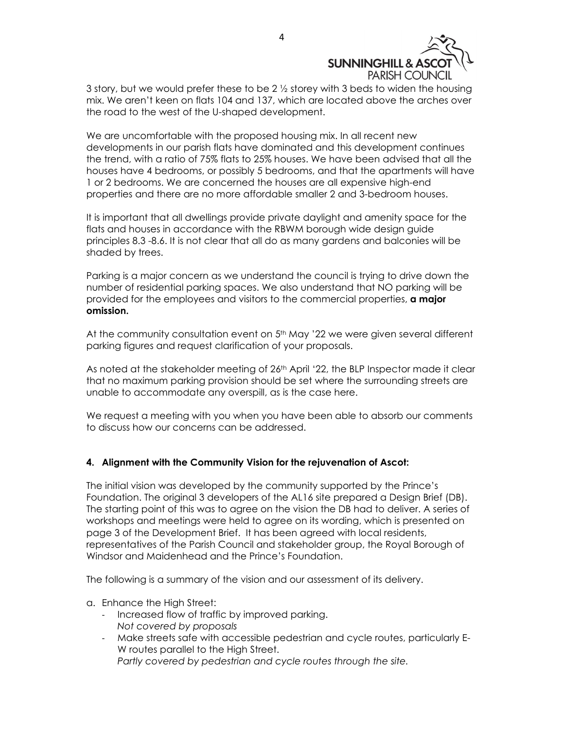3 story, but we would prefer these to be 2 ½ storey with 3 beds to widen the housing mix. We aren't keen on flats 104 and 137, which are located above the arches over the road to the west of the U-shaped development.

We are uncomfortable with the proposed housing mix. In all recent new developments in our parish flats have dominated and this development continues the trend, with a ratio of 75% flats to 25% houses. We have been advised that all the houses have 4 bedrooms, or possibly 5 bedrooms, and that the apartments will have 1 or 2 bedrooms. We are concerned the houses are all expensive high-end properties and there are no more affordable smaller 2 and 3-bedroom houses.

It is important that all dwellings provide private daylight and amenity space for the flats and houses in accordance with the RBWM borough wide design guide principles 8.3 -8.6. It is not clear that all do as many gardens and balconies will be shaded by trees.

Parking is a major concern as we understand the council is trying to drive down the number of residential parking spaces. We also understand that NO parking will be provided for the employees and visitors to the commercial properties, **a major omission.**

At the community consultation event on 5th May '22 we were given several different parking figures and request clarification of your proposals.

As noted at the stakeholder meeting of 26th April '22, the BLP Inspector made it clear that no maximum parking provision should be set where the surrounding streets are unable to accommodate any overspill, as is the case here.

We request a meeting with you when you have been able to absorb our comments to discuss how our concerns can be addressed.

### 4. Alignment with the Community Vision for the rejuvenation of Ascot:

The initial vision was developed by the community supported by the Prince's Foundation. The original 3 developers of the AL16 site prepared a Design Brief (DB). The starting point of this was to agree on the vision the DB had to deliver. A series of workshops and meetings were held to agree on its wording, which is presented on page 3 of the Development Brief. It has been agreed with local residents, representatives of the Parish Council and stakeholder group, the Royal Borough of Windsor and Maidenhead and the Prince's Foundation.

The following is a summary of the vision and our assessment of its delivery.

a. Enhance the High Street:
   - Increased flow of traffic by improved parking.
     *Not covered by proposals*
   - Make streets safe with accessible pedestrian and cycle routes, particularly E-W routes parallel to the High Street.
     *Partly covered by pedestrian and cycle routes through the site.*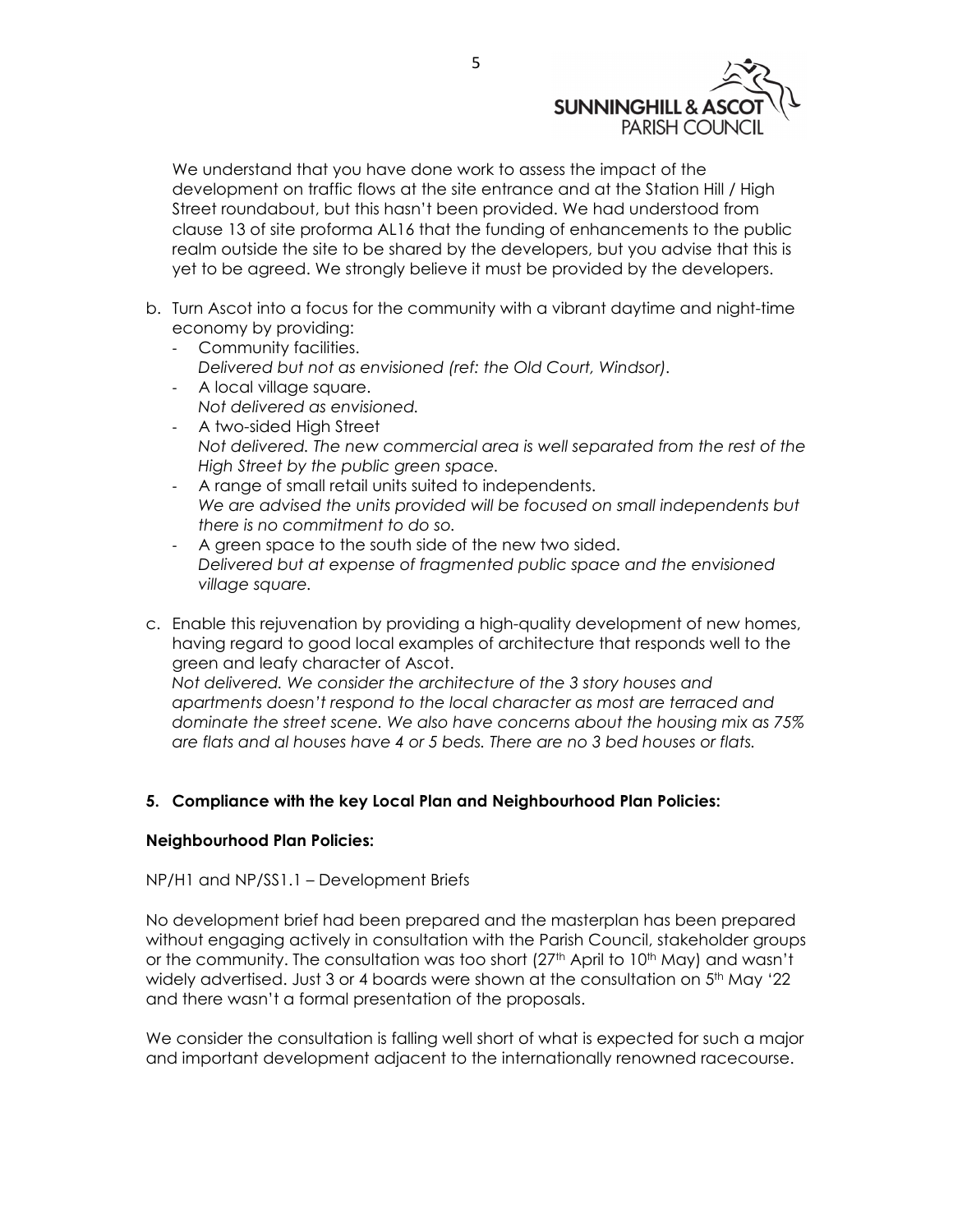We understand that you have done work to assess the impact of the development on traffic flows at the site entrance and at the Station Hill / High Street roundabout, but this hasn't been provided. We had understood from clause 13 of site proforma AL16 that the funding of enhancements to the public realm outside the site to be shared by the developers, but you advise that this is yet to be agreed. We strongly believe it must be provided by the developers.

b. Turn Ascot into a focus for the community with a vibrant daytime and night-time economy by providing:
   - Community facilities.
     *Delivered but not as envisioned (ref: the Old Court, Windsor).*
   - A local village square.
     *Not delivered as envisioned.*
   - A two-sided High Street
     *Not delivered. The new commercial area is well separated from the rest of the High Street by the public green space.*
   - A range of small retail units suited to independents.
     *We are advised the units provided will be focused on small independents but there is no commitment to do so.*
   - A green space to the south side of the new two sided.
     *Delivered but at expense of fragmented public space and the envisioned village square.*

c. Enable this rejuvenation by providing a high-quality development of new homes, having regard to good local examples of architecture that responds well to the green and leafy character of Ascot.
   *Not delivered. We consider the architecture of the 3 story houses and apartments doesn't respond to the local character as most are terraced and dominate the street scene. We also have concerns about the housing mix as 75% are flats and al houses have 4 or 5 beds. There are no 3 bed houses or flats.*

**5. Compliance with the key Local Plan and Neighbourhood Plan Policies:**

**Neighbourhood Plan Policies:**

NP/H1 and NP/SS1.1 – Development Briefs

No development brief had been prepared and the masterplan has been prepared without engaging actively in consultation with the Parish Council, stakeholder groups or the community. The consultation was too short (27th April to 10th May) and wasn't widely advertised. Just 3 or 4 boards were shown at the consultation on 5th May '22 and there wasn't a formal presentation of the proposals.

We consider the consultation is falling well short of what is expected for such a major and important development adjacent to the internationally renowned racecourse.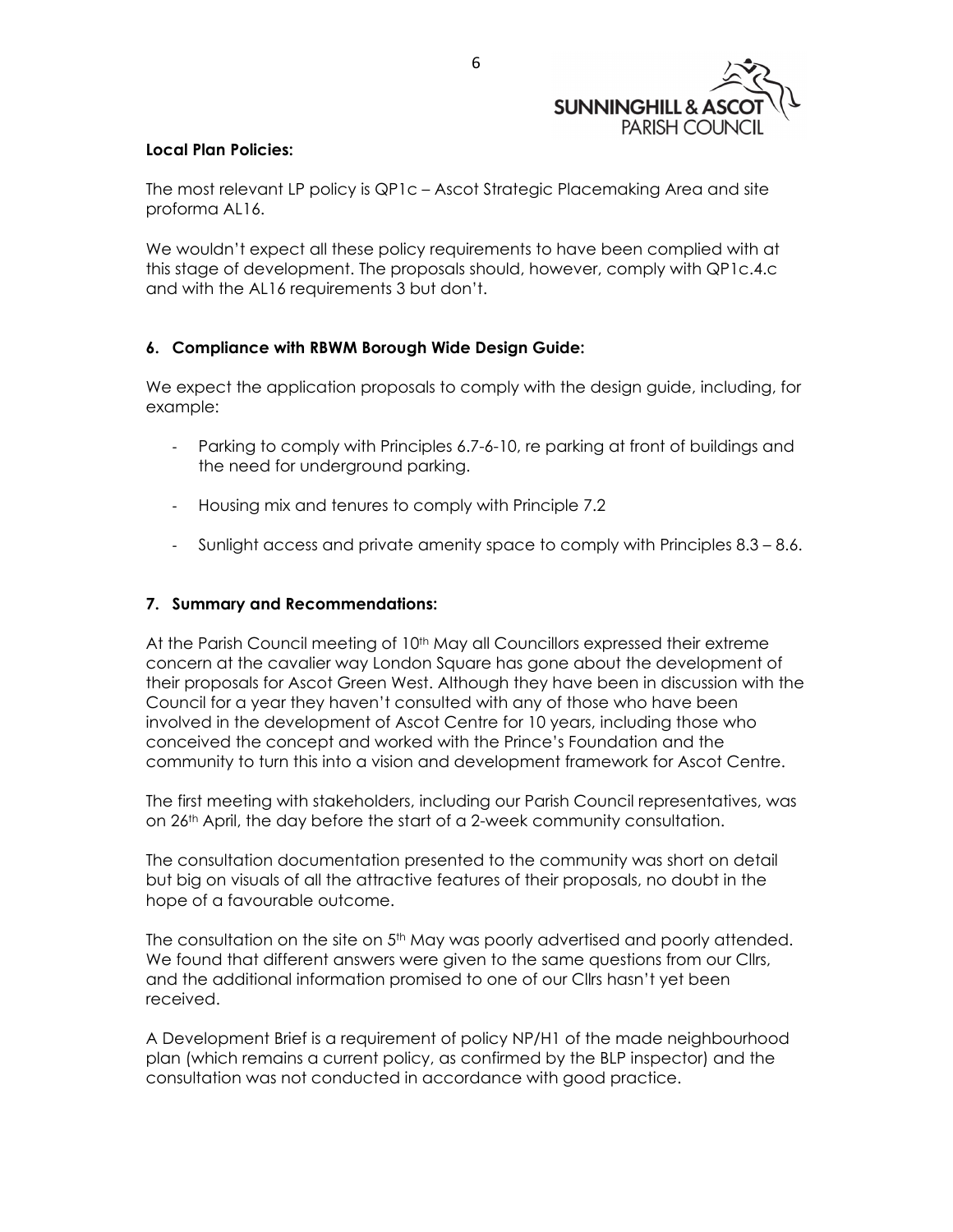**Local Plan Policies:**

The most relevant LP policy is QP1c – Ascot Strategic Placemaking Area and site proforma AL16.

We wouldn't expect all these policy requirements to have been complied with at this stage of development. The proposals should, however, comply with QP1c.4.c and with the AL16 requirements 3 but don't.

## 6. Compliance with RBWM Borough Wide Design Guide:

We expect the application proposals to comply with the design guide, including, for example:

- Parking to comply with Principles 6.7-6-10, re parking at front of buildings and the need for underground parking.
- Housing mix and tenures to comply with Principle 7.2
- Sunlight access and private amenity space to comply with Principles 8.3 – 8.6.

## 7. Summary and Recommendations:

At the Parish Council meeting of 10th May all Councillors expressed their extreme concern at the cavalier way London Square has gone about the development of their proposals for Ascot Green West. Although they have been in discussion with the Council for a year they haven't consulted with any of those who have been involved in the development of Ascot Centre for 10 years, including those who conceived the concept and worked with the Prince's Foundation and the community to turn this into a vision and development framework for Ascot Centre.

The first meeting with stakeholders, including our Parish Council representatives, was on 26th April, the day before the start of a 2-week community consultation.

The consultation documentation presented to the community was short on detail but big on visuals of all the attractive features of their proposals, no doubt in the hope of a favourable outcome.

The consultation on the site on 5th May was poorly advertised and poorly attended. We found that different answers were given to the same questions from our Cllrs, and the additional information promised to one of our Cllrs hasn't yet been received.

A Development Brief is a requirement of policy NP/H1 of the made neighbourhood plan (which remains a current policy, as confirmed by the BLP inspector) and the consultation was not conducted in accordance with good practice.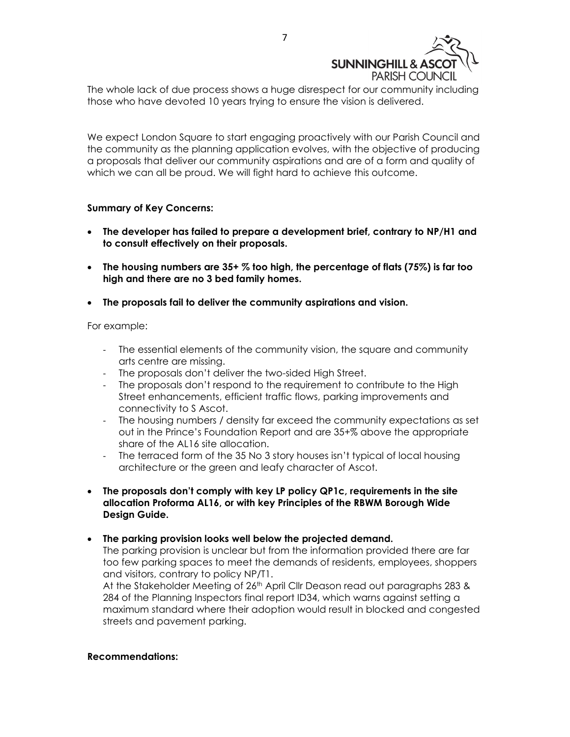The whole lack of due process shows a huge disrespect for our community including those who have devoted 10 years trying to ensure the vision is delivered.

We expect London Square to start engaging proactively with our Parish Council and the community as the planning application evolves, with the objective of producing a proposals that deliver our community aspirations and are of a form and quality of which we can all be proud. We will fight hard to achieve this outcome.

**Summary of Key Concerns:**

- **The developer has failed to prepare a development brief, contrary to NP/H1 and to consult effectively on their proposals.**
- **The housing numbers are 35+ % too high, the percentage of flats (75%) is far too high and there are no 3 bed family homes.**
- **The proposals fail to deliver the community aspirations and vision.**

For example:

- The essential elements of the community vision, the square and community arts centre are missing.
- The proposals don't deliver the two-sided High Street.
- The proposals don't respond to the requirement to contribute to the High Street enhancements, efficient traffic flows, parking improvements and connectivity to S Ascot.
- The housing numbers / density far exceed the community expectations as set out in the Prince's Foundation Report and are 35+% above the appropriate share of the AL16 site allocation.
- The terraced form of the 35 No 3 story houses isn't typical of local housing architecture or the green and leafy character of Ascot.

- **The proposals don't comply with key LP policy QP1c, requirements in the site allocation Proforma AL16, or with key Principles of the RBWM Borough Wide Design Guide.**
- **The parking provision looks well below the projected demand.**
  The parking provision is unclear but from the information provided there are far too few parking spaces to meet the demands of residents, employees, shoppers and visitors, contrary to policy NP/T1.
  At the Stakeholder Meeting of 26th April Cllr Deason read out paragraphs 283 & 284 of the Planning Inspectors final report ID34, which warns against setting a maximum standard where their adoption would result in blocked and congested streets and pavement parking.

**Recommendations:**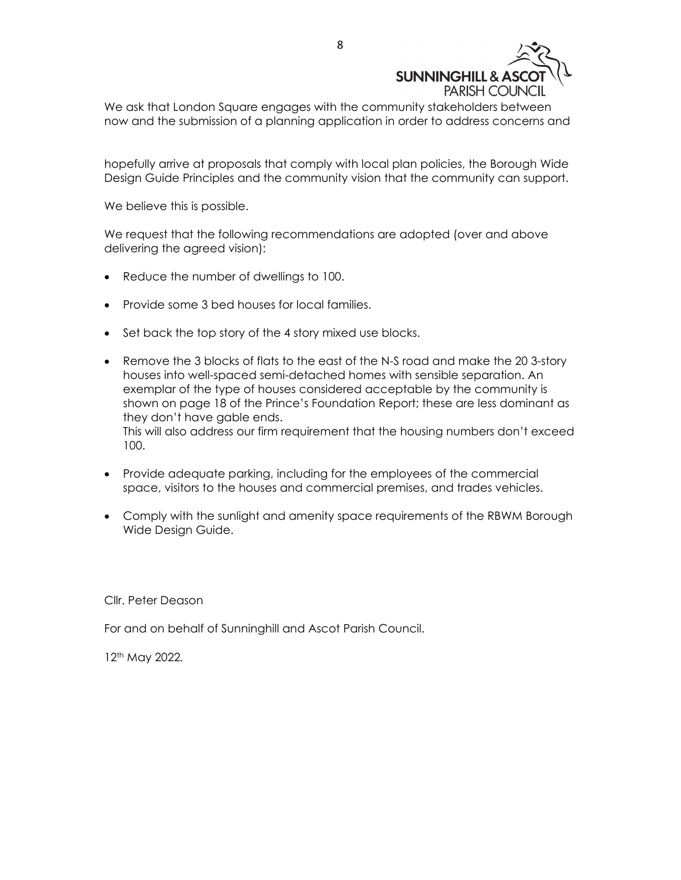We ask that London Square engages with the community stakeholders between now and the submission of a planning application in order to address concerns and

hopefully arrive at proposals that comply with local plan policies, the Borough Wide Design Guide Principles and the community vision that the community can support.

We believe this is possible.

We request that the following recommendations are adopted (over and above delivering the agreed vision):

- Reduce the number of dwellings to 100.
- Provide some 3 bed houses for local families.
- Set back the top story of the 4 story mixed use blocks.
- Remove the 3 blocks of flats to the east of the N-S road and make the 20 3-story houses into well-spaced semi-detached homes with sensible separation. An exemplar of the type of houses considered acceptable by the community is shown on page 18 of the Prince's Foundation Report; these are less dominant as they don't have gable ends.
  This will also address our firm requirement that the housing numbers don't exceed 100.
- Provide adequate parking, including for the employees of the commercial space, visitors to the houses and commercial premises, and trades vehicles.
- Comply with the sunlight and amenity space requirements of the RBWM Borough Wide Design Guide.

Cllr. Peter Deason

For and on behalf of Sunninghill and Ascot Parish Council.

12th May 2022.